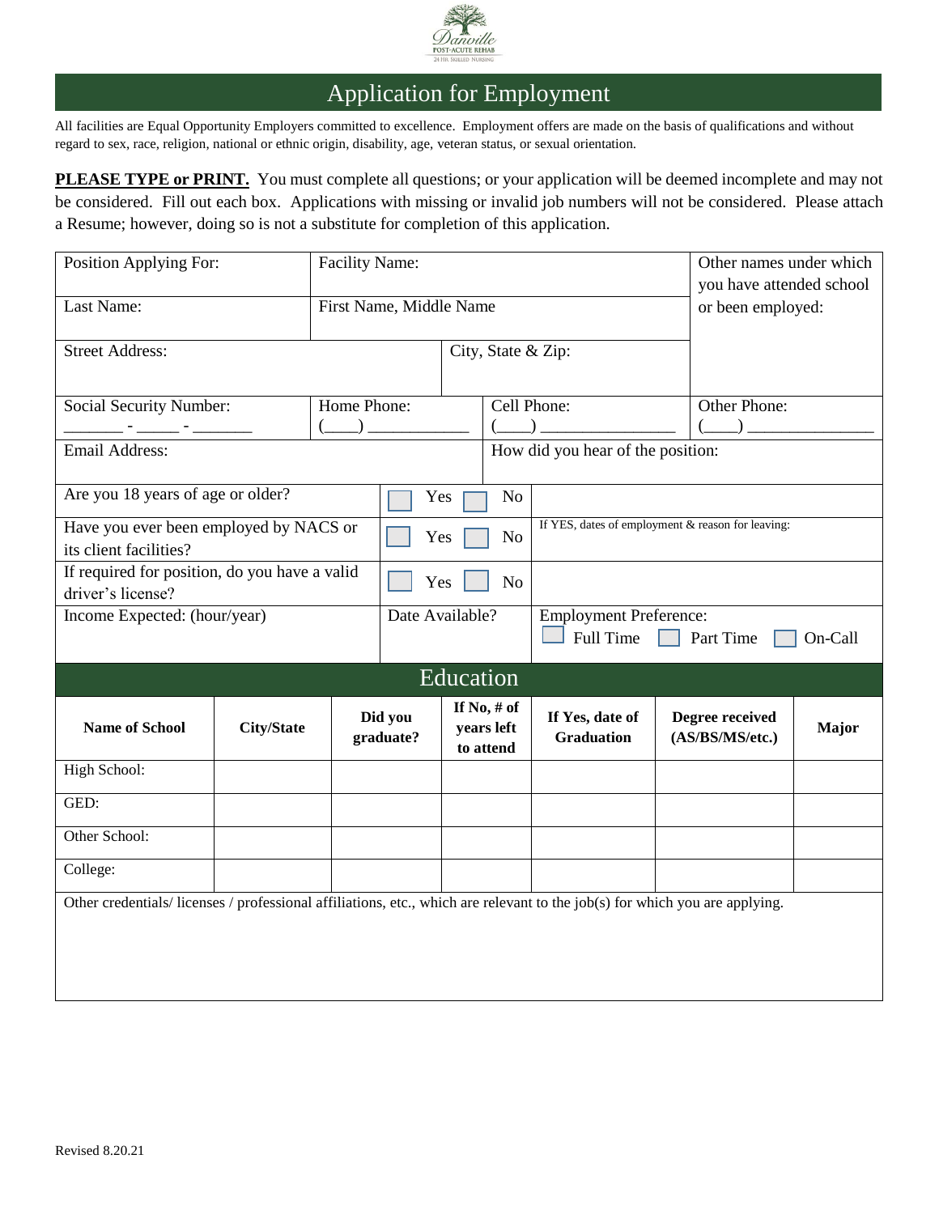# Application for Employment

All facilities are Equal Opportunity Employers committed to excellence. Employment offers are made on the basis of qualifications and without regard to sex, race, religion, national or ethnic origin, disability, age, veteran status, or sexual orientation.

**PLEASE TYPE or PRINT.** You must complete all questions; or your application will be deemed incomplete and may not be considered. Fill out each box. Applications with missing or invalid job numbers will not be considered. Please attach a Resume; however, doing so is not a substitute for completion of this application.

| Position Applying For: | Facility Name: | | Other names under which you have attended school or been employed: |
|---|---|---|---|
| Last Name: | First Name, Middle Name | | |
| Street Address: | | City, State & Zip: | |
| Social Security Number: _______ - _____ - _______ | Home Phone: (____) ____________ | Cell Phone: (____) ________________ | Other Phone: (____) _______________ |
| Email Address: | | How did you hear of the position: | |

| | | |
|---|---|---|
| Are you 18 years of age or older? | ☐ Yes ☐ No | |
| Have you ever been employed by NACS or its client facilities? | ☐ Yes ☐ No | If YES, dates of employment & reason for leaving: |
| If required for position, do you have a valid driver's license? | ☐ Yes ☐ No | |
| Income Expected: (hour/year) | Date Available? | Employment Preference: ☐ Full Time ☐ Part Time ☐ On-Call |

## Education

| Name of School | City/State | Did you graduate? | If No, # of years left to attend | If Yes, date of Graduation | Degree received (AS/BS/MS/etc.) | Major |
|---|---|---|---|---|---|---|
| High School: | | | | | | |
| GED: | | | | | | |
| Other School: | | | | | | |
| College: | | | | | | |

Other credentials/ licenses / professional affiliations, etc., which are relevant to the job(s) for which you are applying.

Revised 8.20.21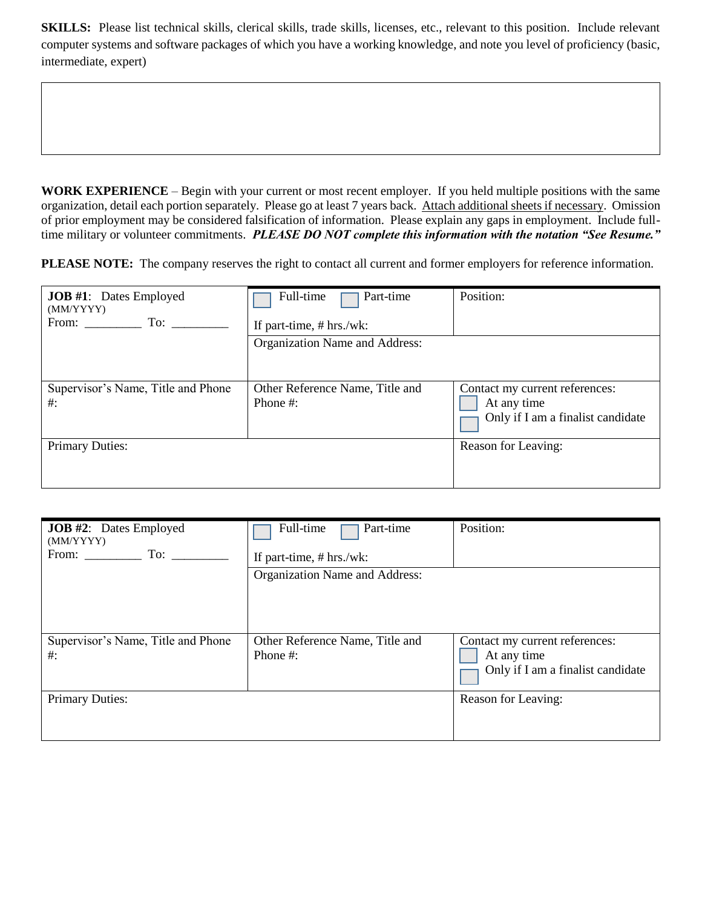**SKILLS:** Please list technical skills, clerical skills, trade skills, licenses, etc., relevant to this position. Include relevant computer systems and software packages of which you have a working knowledge, and note you level of proficiency (basic, intermediate, expert)

| |
|---|
| |

**WORK EXPERIENCE** – Begin with your current or most recent employer. If you held multiple positions with the same organization, detail each portion separately. Please go at least 7 years back. Attach additional sheets if necessary. Omission of prior employment may be considered falsification of information. Please explain any gaps in employment. Include full-time military or volunteer commitments. ***PLEASE DO NOT complete this information with the notation "See Resume."***

**PLEASE NOTE:** The company reserves the right to contact all current and former employers for reference information.

| **JOB #1**: Dates Employed (MM/YYYY) From: _________ To: _________ | ☐ Full-time ☐ Part-time<br>If part-time, # hrs./wk: | Position: |
|---|---|---|
| | Organization Name and Address: | |
| Supervisor's Name, Title and Phone #: | Other Reference Name, Title and Phone #: | Contact my current references:<br>☐ At any time<br>☐ Only if I am a finalist candidate |
| Primary Duties: | | Reason for Leaving: |

| **JOB #2**: Dates Employed (MM/YYYY) From: _________ To: _________ | ☐ Full-time ☐ Part-time<br>If part-time, # hrs./wk: | Position: |
|---|---|---|
| | Organization Name and Address: | |
| Supervisor's Name, Title and Phone #: | Other Reference Name, Title and Phone #: | Contact my current references:<br>☐ At any time<br>☐ Only if I am a finalist candidate |
| Primary Duties: | | Reason for Leaving: |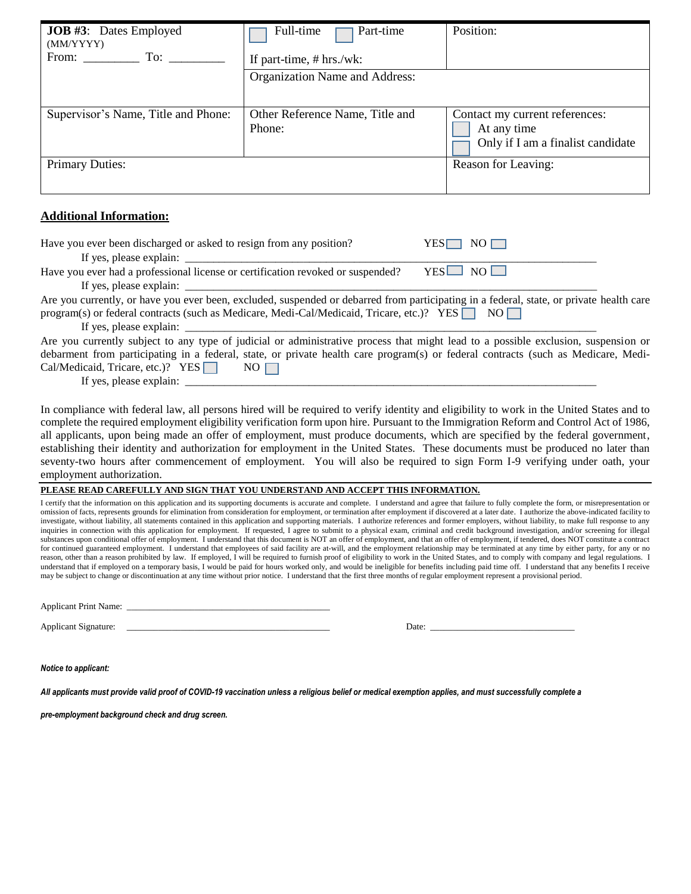| | | |
|---|---|---|
| **JOB #3**: Dates Employed (MM/YYYY)<br>From: _________ To: _________ | ☐ Full-time ☐ Part-time<br>If part-time, # hrs./wk: | Position: |
| | Organization Name and Address: | |
| Supervisor's Name, Title and Phone: | Other Reference Name, Title and Phone: | Contact my current references:<br>☐ At any time<br>☐ Only if I am a finalist candidate |
| Primary Duties: | | Reason for Leaving: |

## Additional Information:

Have you ever been discharged or asked to resign from any position? YES ☐ NO ☐

If yes, please explain: ____________________________________________________________________________

Have you ever had a professional license or certification revoked or suspended? YES ☐ NO ☐

If yes, please explain: ____________________________________________________________________________

Are you currently, or have you ever been, excluded, suspended or debarred from participating in a federal, state, or private health care program(s) or federal contracts (such as Medicare, Medi-Cal/Medicaid, Tricare, etc.)? YES ☐ NO ☐

If yes, please explain: ____________________________________________________________________________

Are you currently subject to any type of judicial or administrative process that might lead to a possible exclusion, suspension or debarment from participating in a federal, state, or private health care program(s) or federal contracts (such as Medicare, Medi-Cal/Medicaid, Tricare, etc.)? YES ☐ NO ☐

If yes, please explain: ____________________________________________________________________________

In compliance with federal law, all persons hired will be required to verify identity and eligibility to work in the United States and to complete the required employment eligibility verification form upon hire. Pursuant to the Immigration Reform and Control Act of 1986, all applicants, upon being made an offer of employment, must produce documents, which are specified by the federal government, establishing their identity and authorization for employment in the United States. These documents must be produced no later than seventy-two hours after commencement of employment. You will also be required to sign Form I-9 verifying under oath, your employment authorization.

**PLEASE READ CAREFULLY AND SIGN THAT YOU UNDERSTAND AND ACCEPT THIS INFORMATION.**

I certify that the information on this application and its supporting documents is accurate and complete. I understand and agree that failure to fully complete the form, or misrepresentation or omission of facts, represents grounds for elimination from consideration for employment, or termination after employment if discovered at a later date. I authorize the above-indicated facility to investigate, without liability, all statements contained in this application and supporting materials. I authorize references and former employers, without liability, to make full response to any inquiries in connection with this application for employment. If requested, I agree to submit to a physical exam, criminal and credit background investigation, and/or screening for illegal substances upon conditional offer of employment. I understand that this document is NOT an offer of employment, and that an offer of employment, if tendered, does NOT constitute a contract for continued guaranteed employment. I understand that employees of said facility are at-will, and the employment relationship may be terminated at any time by either party, for any or no reason, other than a reason prohibited by law. If employed, I will be required to furnish proof of eligibility to work in the United States, and to comply with company and legal regulations. I understand that if employed on a temporary basis, I would be paid for hours worked only, and would be ineligible for benefits including paid time off. I understand that any benefits I receive may be subject to change or discontinuation at any time without prior notice. I understand that the first three months of regular employment represent a provisional period.

Applicant Print Name: ____________________________________________

Applicant Signature: ____________________________________________ Date: ______________________________

***Notice to applicant:***

***All applicants must provide valid proof of COVID-19 vaccination unless a religious belief or medical exemption applies, and must successfully complete a pre-employment background check and drug screen.***